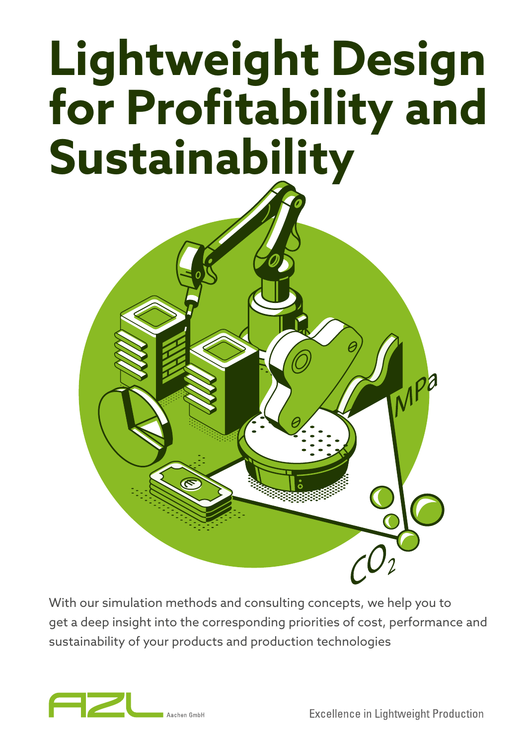# Lightweight Design for Profitability and Sustainability

With our simulation methods and consulting concepts, we help you to get a deep insight into the corresponding priorities of cost, performance and sustainability of your products and production technologies

AZL Aachen GmbH

Excellence in Lightweight Production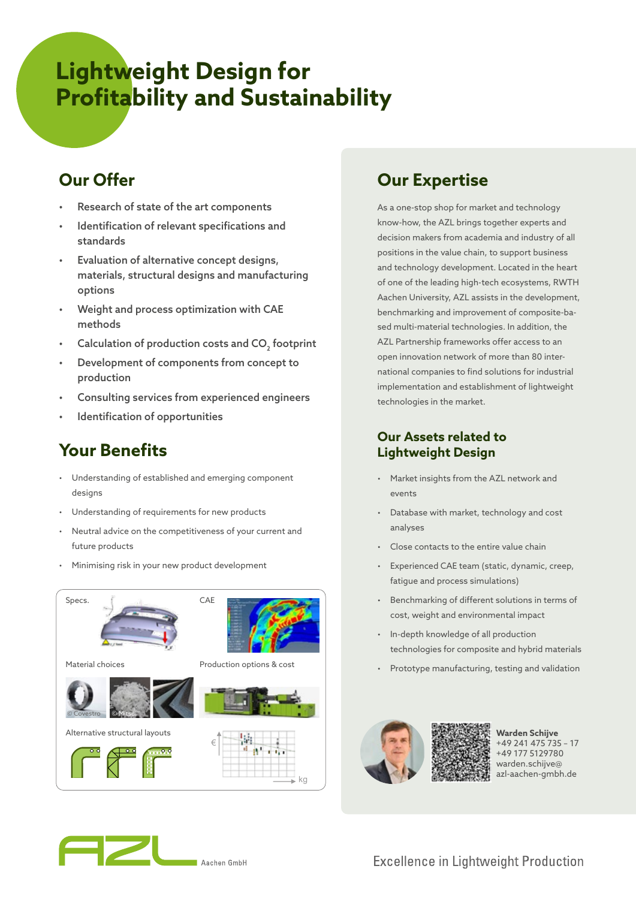# Lightweight Design for Profitability and Sustainability

## Our Offer

- Research of state of the art components
- Identification of relevant specifications and standards
- Evaluation of alternative concept designs, materials, structural designs and manufacturing options
- Weight and process optimization with CAE methods
- Calculation of production costs and $CO_2$ footprint
- Development of components from concept to production
- Consulting services from experienced engineers
- Identification of opportunities

## Your Benefits

- Understanding of established and emerging component designs
- Understanding of requirements for new products
- Neutral advice on the competitiveness of your current and future products
- Minimising risk in your new product development

Specs.

CAE

Material choices

© Covestro

© Mitsui

Production options & cost

Alternative structural layouts

€

kg

## Our Expertise

As a one-stop shop for market and technology know-how, the AZL brings together experts and decision makers from academia and industry of all positions in the value chain, to support business and technology development. Located in the heart of one of the leading high-tech ecosystems, RWTH Aachen University, AZL assists in the development, benchmarking and improvement of composite-based multi-material technologies. In addition, the AZL Partnership frameworks offer access to an open innovation network of more than 80 international companies to find solutions for industrial implementation and establishment of lightweight technologies in the market.

### Our Assets related to Lightweight Design

- Market insights from the AZL network and events
- Database with market, technology and cost analyses
- Close contacts to the entire value chain
- Experienced CAE team (static, dynamic, creep, fatigue and process simulations)
- Benchmarking of different solutions in terms of cost, weight and environmental impact
- In-depth knowledge of all production technologies for composite and hybrid materials
- Prototype manufacturing, testing and validation

**Warden Schijve**
+49 241 475 735 – 17
+49 177 5129780
warden.schijve@azl-aachen-gmbh.de

AZL Aachen GmbH

Excellence in Lightweight Production